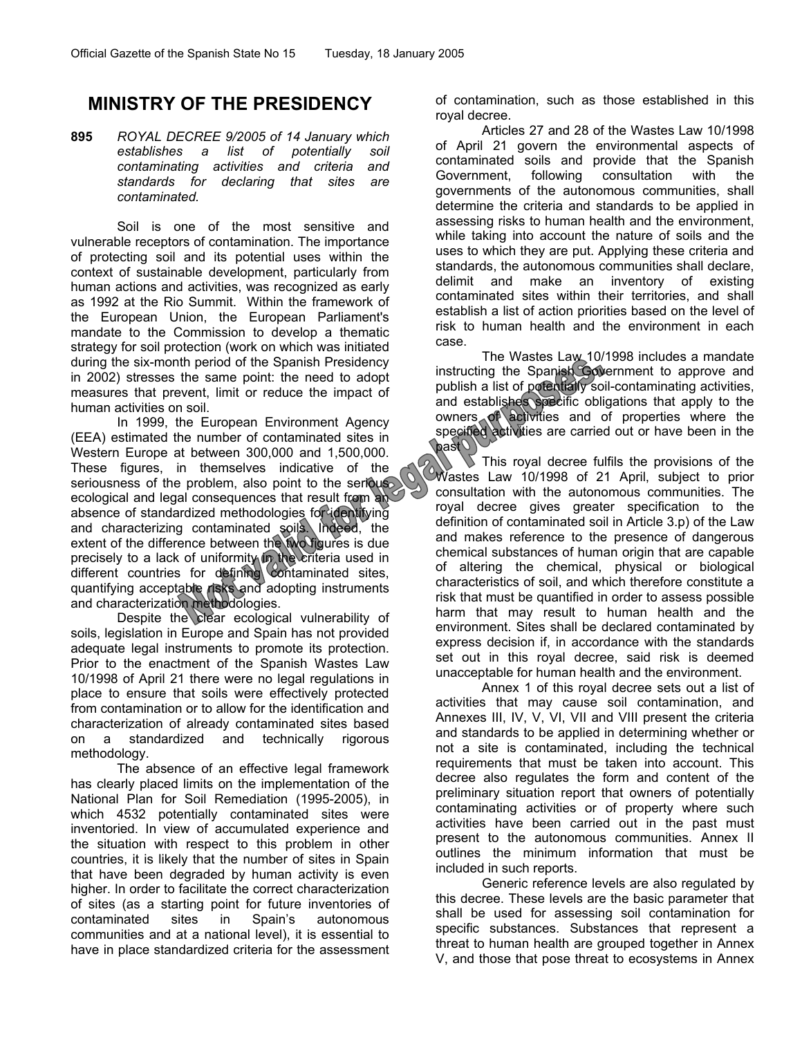# MINISTRY OF THE PRESIDENCY

**895** *ROYAL DECREE 9/2005 of 14 January which establishes a list of potentially soil contaminating activities and criteria and standards for declaring that sites are contaminated.*

Soil is one of the most sensitive and vulnerable receptors of contamination. The importance of protecting soil and its potential uses within the context of sustainable development, particularly from human actions and activities, was recognized as early as 1992 at the Rio Summit. Within the framework of the European Union, the European Parliament's mandate to the Commission to develop a thematic strategy for soil protection (work on which was initiated during the six-month period of the Spanish Presidency in 2002) stresses the same point: the need to adopt measures that prevent, limit or reduce the impact of human activities on soil.

In 1999, the European Environment Agency (EEA) estimated the number of contaminated sites in Western Europe at between 300,000 and 1,500,000. These figures, in themselves indicative of the seriousness of the problem, also point to the serious ecological and legal consequences that result from an absence of standardized methodologies for identifying and characterizing contaminated soils. Indeed, the extent of the difference between the two figures is due precisely to a lack of uniformity in the criteria used in different countries for defining contaminated sites, quantifying acceptable risks and adopting instruments and characterization methodologies.

Despite the clear ecological vulnerability of soils, legislation in Europe and Spain has not provided adequate legal instruments to promote its protection. Prior to the enactment of the Spanish Wastes Law 10/1998 of April 21 there were no legal regulations in place to ensure that soils were effectively protected from contamination or to allow for the identification and characterization of already contaminated sites based on a standardized and technically rigorous methodology.

The absence of an effective legal framework has clearly placed limits on the implementation of the National Plan for Soil Remediation (1995-2005), in which 4532 potentially contaminated sites were inventoried. In view of accumulated experience and the situation with respect to this problem in other countries, it is likely that the number of sites in Spain that have been degraded by human activity is even higher. In order to facilitate the correct characterization of sites (as a starting point for future inventories of contaminated sites in Spain's autonomous communities and at a national level), it is essential to have in place standardized criteria for the assessment of contamination, such as those established in this royal decree.

Articles 27 and 28 of the Wastes Law 10/1998 of April 21 govern the environmental aspects of contaminated soils and provide that the Spanish Government, following consultation with the governments of the autonomous communities, shall determine the criteria and standards to be applied in assessing risks to human health and the environment, while taking into account the nature of soils and the uses to which they are put. Applying these criteria and standards, the autonomous communities shall declare, delimit and make an inventory of existing contaminated sites within their territories, and shall establish a list of action priorities based on the level of risk to human health and the environment in each case.

The Wastes Law 10/1998 includes a mandate instructing the Spanish Government to approve and publish a list of potentially soil-contaminating activities, and establishes specific obligations that apply to the owners of activities and of properties where the specified activities are carried out or have been in the past

This royal decree fulfils the provisions of the Wastes Law 10/1998 of 21 April, subject to prior consultation with the autonomous communities. The royal decree gives greater specification to the definition of contaminated soil in Article 3.p) of the Law and makes reference to the presence of dangerous chemical substances of human origin that are capable of altering the chemical, physical or biological characteristics of soil, and which therefore constitute a risk that must be quantified in order to assess possible harm that may result to human health and the environment. Sites shall be declared contaminated by express decision if, in accordance with the standards set out in this royal decree, said risk is deemed unacceptable for human health and the environment.

Annex 1 of this royal decree sets out a list of activities that may cause soil contamination, and Annexes III, IV, V, VI, VII and VIII present the criteria and standards to be applied in determining whether or not a site is contaminated, including the technical requirements that must be taken into account. This decree also regulates the form and content of the preliminary situation report that owners of potentially contaminating activities or of property where such activities have been carried out in the past must present to the autonomous communities. Annex II outlines the minimum information that must be included in such reports.

Generic reference levels are also regulated by this decree. These levels are the basic parameter that shall be used for assessing soil contamination for specific substances. Substances that represent a threat to human health are grouped together in Annex V, and those that pose threat to ecosystems in Annex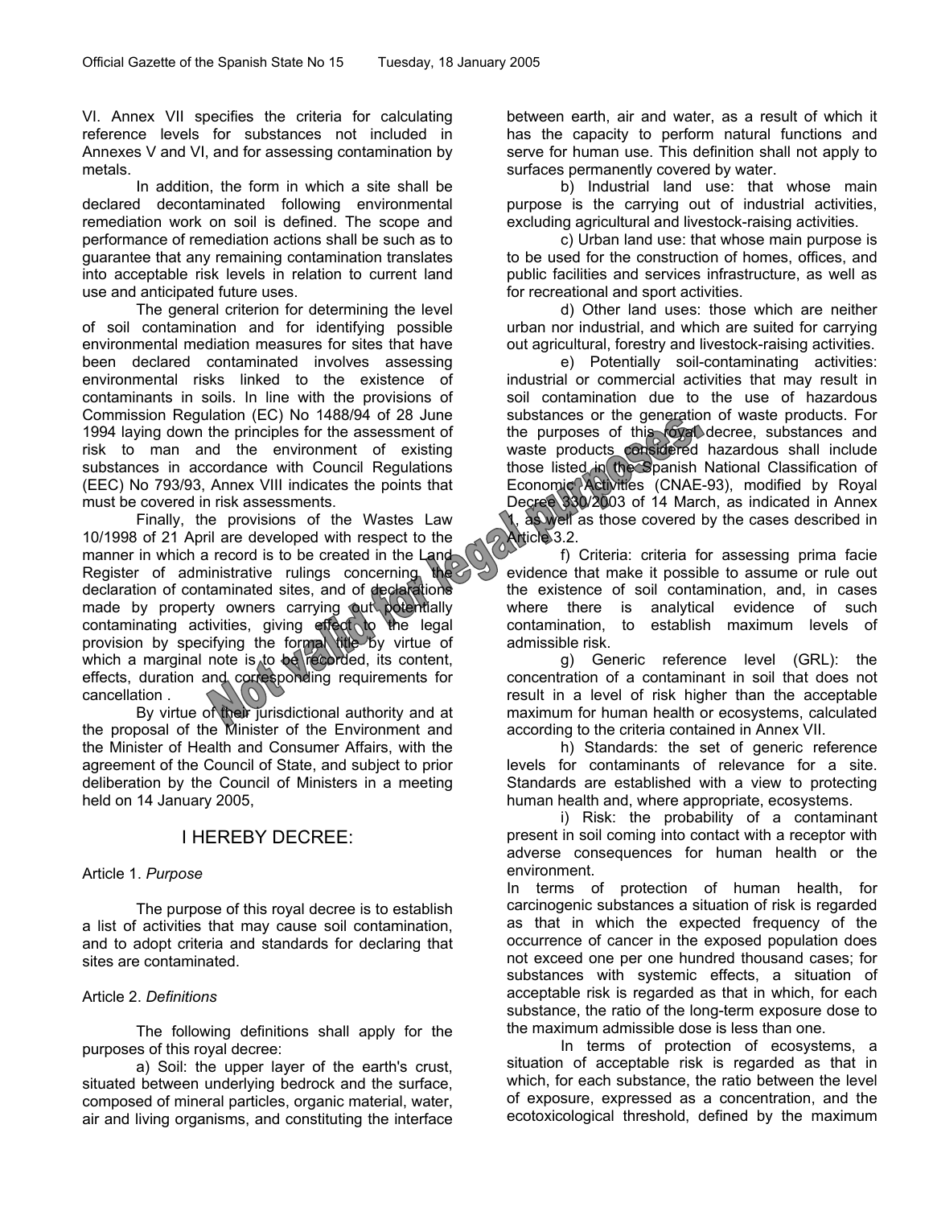VI. Annex VII specifies the criteria for calculating reference levels for substances not included in Annexes V and VI, and for assessing contamination by metals.

In addition, the form in which a site shall be declared decontaminated following environmental remediation work on soil is defined. The scope and performance of remediation actions shall be such as to guarantee that any remaining contamination translates into acceptable risk levels in relation to current land use and anticipated future uses.

The general criterion for determining the level of soil contamination and for identifying possible environmental mediation measures for sites that have been declared contaminated involves assessing environmental risks linked to the existence of contaminants in soils. In line with the provisions of Commission Regulation (EC) No 1488/94 of 28 June 1994 laying down the principles for the assessment of risk to man and the environment of existing substances in accordance with Council Regulations (EEC) No 793/93, Annex VIII indicates the points that must be covered in risk assessments.

Finally, the provisions of the Wastes Law 10/1998 of 21 April are developed with respect to the manner in which a record is to be created in the Land Register of administrative rulings concerning the declaration of contaminated sites, and of declarations made by property owners carrying out potentially contaminating activities, giving effect to the legal provision by specifying the formal title by virtue of which a marginal note is to be recorded, its content, effects, duration and corresponding requirements for cancellation .

By virtue of their jurisdictional authority and at the proposal of the Minister of the Environment and the Minister of Health and Consumer Affairs, with the agreement of the Council of State, and subject to prior deliberation by the Council of Ministers in a meeting held on 14 January 2005,

## I HEREBY DECREE:

Article 1. *Purpose*

The purpose of this royal decree is to establish a list of activities that may cause soil contamination, and to adopt criteria and standards for declaring that sites are contaminated.

Article 2. *Definitions*

The following definitions shall apply for the purposes of this royal decree:

a) Soil: the upper layer of the earth's crust, situated between underlying bedrock and the surface, composed of mineral particles, organic material, water, air and living organisms, and constituting the interface between earth, air and water, as a result of which it has the capacity to perform natural functions and serve for human use. This definition shall not apply to surfaces permanently covered by water.

b) Industrial land use: that whose main purpose is the carrying out of industrial activities, excluding agricultural and livestock-raising activities.

c) Urban land use: that whose main purpose is to be used for the construction of homes, offices, and public facilities and services infrastructure, as well as for recreational and sport activities.

d) Other land uses: those which are neither urban nor industrial, and which are suited for carrying out agricultural, forestry and livestock-raising activities.

e) Potentially soil-contaminating activities: industrial or commercial activities that may result in soil contamination due to the use of hazardous substances or the generation of waste products. For the purposes of this royal decree, substances and waste products considered hazardous shall include those listed in the Spanish National Classification of Economic Activities (CNAE-93), modified by Royal Decree 330/2003 of 14 March, as indicated in Annex 1, as well as those covered by the cases described in Article 3.2.

f) Criteria: criteria for assessing prima facie evidence that make it possible to assume or rule out the existence of soil contamination, and, in cases where there is analytical evidence of such contamination, to establish maximum levels of admissible risk.

g) Generic reference level (GRL): the concentration of a contaminant in soil that does not result in a level of risk higher than the acceptable maximum for human health or ecosystems, calculated according to the criteria contained in Annex VII.

h) Standards: the set of generic reference levels for contaminants of relevance for a site. Standards are established with a view to protecting human health and, where appropriate, ecosystems.

i) Risk: the probability of a contaminant present in soil coming into contact with a receptor with adverse consequences for human health or the environment.

In terms of protection of human health, for carcinogenic substances a situation of risk is regarded as that in which the expected frequency of the occurrence of cancer in the exposed population does not exceed one per one hundred thousand cases; for substances with systemic effects, a situation of acceptable risk is regarded as that in which, for each substance, the ratio of the long-term exposure dose to the maximum admissible dose is less than one.

In terms of protection of ecosystems, a situation of acceptable risk is regarded as that in which, for each substance, the ratio between the level of exposure, expressed as a concentration, and the ecotoxicological threshold, defined by the maximum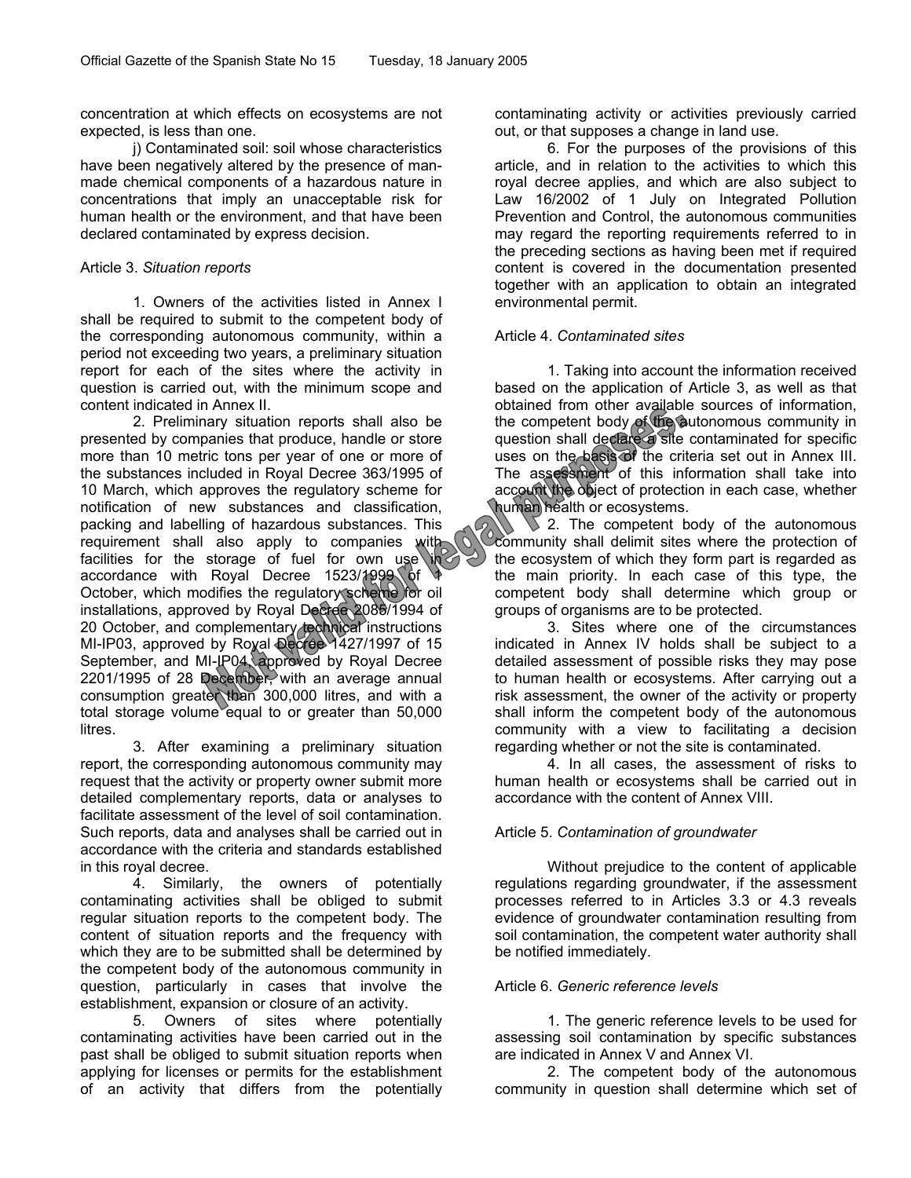concentration at which effects on ecosystems are not expected, is less than one.

j) Contaminated soil: soil whose characteristics have been negatively altered by the presence of man-made chemical components of a hazardous nature in concentrations that imply an unacceptable risk for human health or the environment, and that have been declared contaminated by express decision.

Article 3. *Situation reports*

1. Owners of the activities listed in Annex I shall be required to submit to the competent body of the corresponding autonomous community, within a period not exceeding two years, a preliminary situation report for each of the sites where the activity in question is carried out, with the minimum scope and content indicated in Annex II.

2. Preliminary situation reports shall also be presented by companies that produce, handle or store more than 10 metric tons per year of one or more of the substances included in Royal Decree 363/1995 of 10 March, which approves the regulatory scheme for notification of new substances and classification, packing and labelling of hazardous substances. This requirement shall also apply to companies with facilities for the storage of fuel for own use in accordance with Royal Decree 1523/1999 of 1 October, which modifies the regulatory scheme for oil installations, approved by Royal Decree 2085/1994 of 20 October, and complementary technical instructions MI-IP03, approved by Royal Decree 1427/1997 of 15 September, and MI-IP04, approved by Royal Decree 2201/1995 of 28 December, with an average annual consumption greater than 300,000 litres, and with a total storage volume equal to or greater than 50,000 litres.

3. After examining a preliminary situation report, the corresponding autonomous community may request that the activity or property owner submit more detailed complementary reports, data or analyses to facilitate assessment of the level of soil contamination. Such reports, data and analyses shall be carried out in accordance with the criteria and standards established in this royal decree.

4. Similarly, the owners of potentially contaminating activities shall be obliged to submit regular situation reports to the competent body. The content of situation reports and the frequency with which they are to be submitted shall be determined by the competent body of the autonomous community in question, particularly in cases that involve the establishment, expansion or closure of an activity.

5. Owners of sites where potentially contaminating activities have been carried out in the past shall be obliged to submit situation reports when applying for licenses or permits for the establishment of an activity that differs from the potentially contaminating activity or activities previously carried out, or that supposes a change in land use.

6. For the purposes of the provisions of this article, and in relation to the activities to which this royal decree applies, and which are also subject to Law 16/2002 of 1 July on Integrated Pollution Prevention and Control, the autonomous communities may regard the reporting requirements referred to in the preceding sections as having been met if required content is covered in the documentation presented together with an application to obtain an integrated environmental permit.

Article 4. *Contaminated sites*

1. Taking into account the information received based on the application of Article 3, as well as that obtained from other available sources of information, the competent body of the autonomous community in question shall declare a site contaminated for specific uses on the basis of the criteria set out in Annex III. The assessment of this information shall take into account the object of protection in each case, whether human health or ecosystems.

2. The competent body of the autonomous community shall delimit sites where the protection of the ecosystem of which they form part is regarded as the main priority. In each case of this type, the competent body shall determine which group or groups of organisms are to be protected.

3. Sites where one of the circumstances indicated in Annex IV holds shall be subject to a detailed assessment of possible risks they may pose to human health or ecosystems. After carrying out a risk assessment, the owner of the activity or property shall inform the competent body of the autonomous community with a view to facilitating a decision regarding whether or not the site is contaminated.

4. In all cases, the assessment of risks to human health or ecosystems shall be carried out in accordance with the content of Annex VIII.

Article 5. *Contamination of groundwater*

Without prejudice to the content of applicable regulations regarding groundwater, if the assessment processes referred to in Articles 3.3 or 4.3 reveals evidence of groundwater contamination resulting from soil contamination, the competent water authority shall be notified immediately.

Article 6. *Generic reference levels*

1. The generic reference levels to be used for assessing soil contamination by specific substances are indicated in Annex V and Annex VI.

2. The competent body of the autonomous community in question shall determine which set of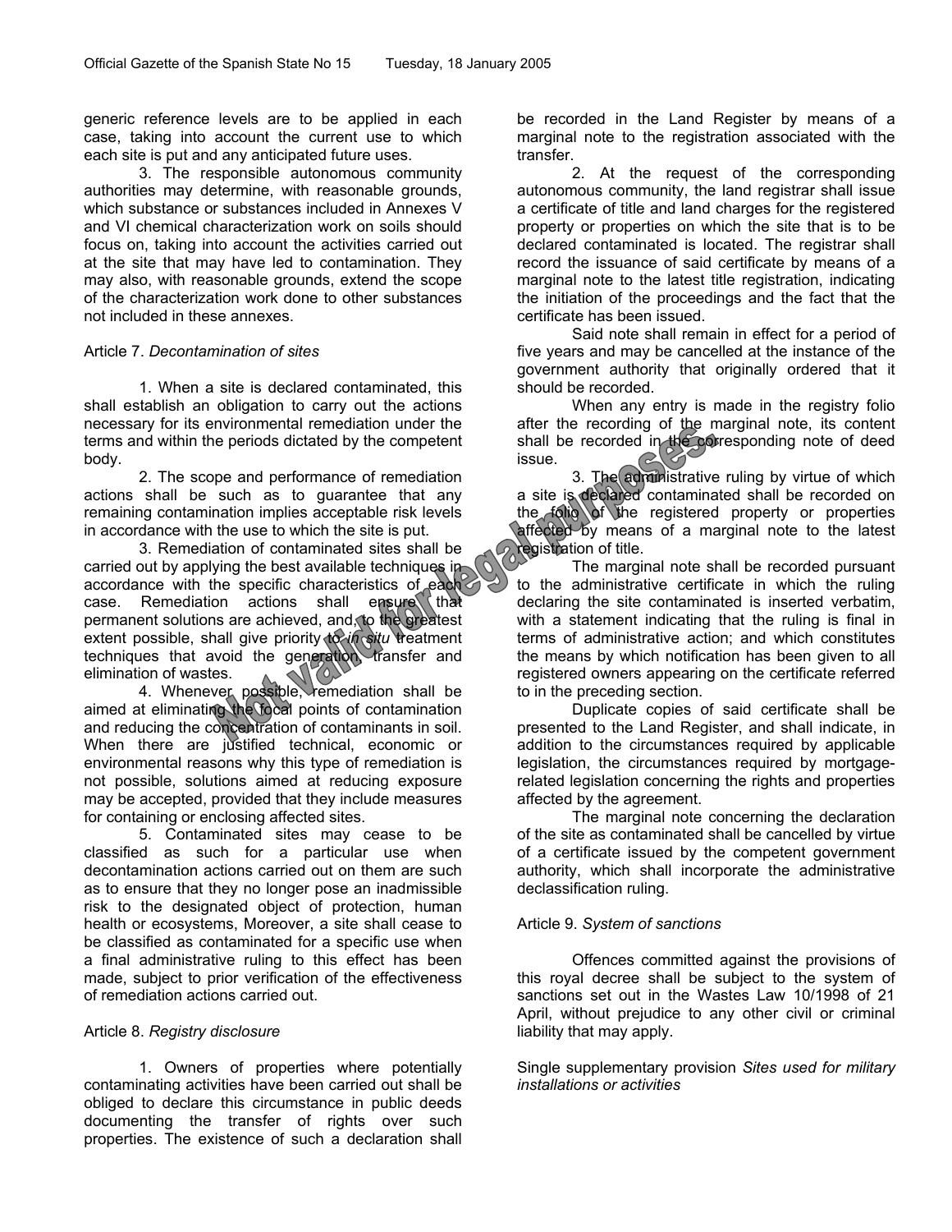generic reference levels are to be applied in each case, taking into account the current use to which each site is put and any anticipated future uses.

3. The responsible autonomous community authorities may determine, with reasonable grounds, which substance or substances included in Annexes V and VI chemical characterization work on soils should focus on, taking into account the activities carried out at the site that may have led to contamination. They may also, with reasonable grounds, extend the scope of the characterization work done to other substances not included in these annexes.

Article 7. *Decontamination of sites*

1. When a site is declared contaminated, this shall establish an obligation to carry out the actions necessary for its environmental remediation under the terms and within the periods dictated by the competent body.

2. The scope and performance of remediation actions shall be such as to guarantee that any remaining contamination implies acceptable risk levels in accordance with the use to which the site is put.

3. Remediation of contaminated sites shall be carried out by applying the best available techniques in accordance with the specific characteristics of each case. Remediation actions shall ensure that permanent solutions are achieved, and, to the greatest extent possible, shall give priority to *in situ* treatment techniques that avoid the generation, transfer and elimination of wastes.

4. Whenever possible, remediation shall be aimed at eliminating the focal points of contamination and reducing the concentration of contaminants in soil. When there are justified technical, economic or environmental reasons why this type of remediation is not possible, solutions aimed at reducing exposure may be accepted, provided that they include measures for containing or enclosing affected sites.

5. Contaminated sites may cease to be classified as such for a particular use when decontamination actions carried out on them are such as to ensure that they no longer pose an inadmissible risk to the designated object of protection, human health or ecosystems, Moreover, a site shall cease to be classified as contaminated for a specific use when a final administrative ruling to this effect has been made, subject to prior verification of the effectiveness of remediation actions carried out.

Article 8. *Registry disclosure*

1. Owners of properties where potentially contaminating activities have been carried out shall be obliged to declare this circumstance in public deeds documenting the transfer of rights over such properties. The existence of such a declaration shall be recorded in the Land Register by means of a marginal note to the registration associated with the transfer.

2. At the request of the corresponding autonomous community, the land registrar shall issue a certificate of title and land charges for the registered property or properties on which the site that is to be declared contaminated is located. The registrar shall record the issuance of said certificate by means of a marginal note to the latest title registration, indicating the initiation of the proceedings and the fact that the certificate has been issued.

Said note shall remain in effect for a period of five years and may be cancelled at the instance of the government authority that originally ordered that it should be recorded.

When any entry is made in the registry folio after the recording of the marginal note, its content shall be recorded in the corresponding note of deed issue.

3. The administrative ruling by virtue of which a site is declared contaminated shall be recorded on the folio of the registered property or properties affected by means of a marginal note to the latest registration of title.

The marginal note shall be recorded pursuant to the administrative certificate in which the ruling declaring the site contaminated is inserted verbatim, with a statement indicating that the ruling is final in terms of administrative action; and which constitutes the means by which notification has been given to all registered owners appearing on the certificate referred to in the preceding section.

Duplicate copies of said certificate shall be presented to the Land Register, and shall indicate, in addition to the circumstances required by applicable legislation, the circumstances required by mortgage-related legislation concerning the rights and properties affected by the agreement.

The marginal note concerning the declaration of the site as contaminated shall be cancelled by virtue of a certificate issued by the competent government authority, which shall incorporate the administrative declassification ruling.

Article 9. *System of sanctions*

Offences committed against the provisions of this royal decree shall be subject to the system of sanctions set out in the Wastes Law 10/1998 of 21 April, without prejudice to any other civil or criminal liability that may apply.

Single supplementary provision *Sites used for military installations or activities*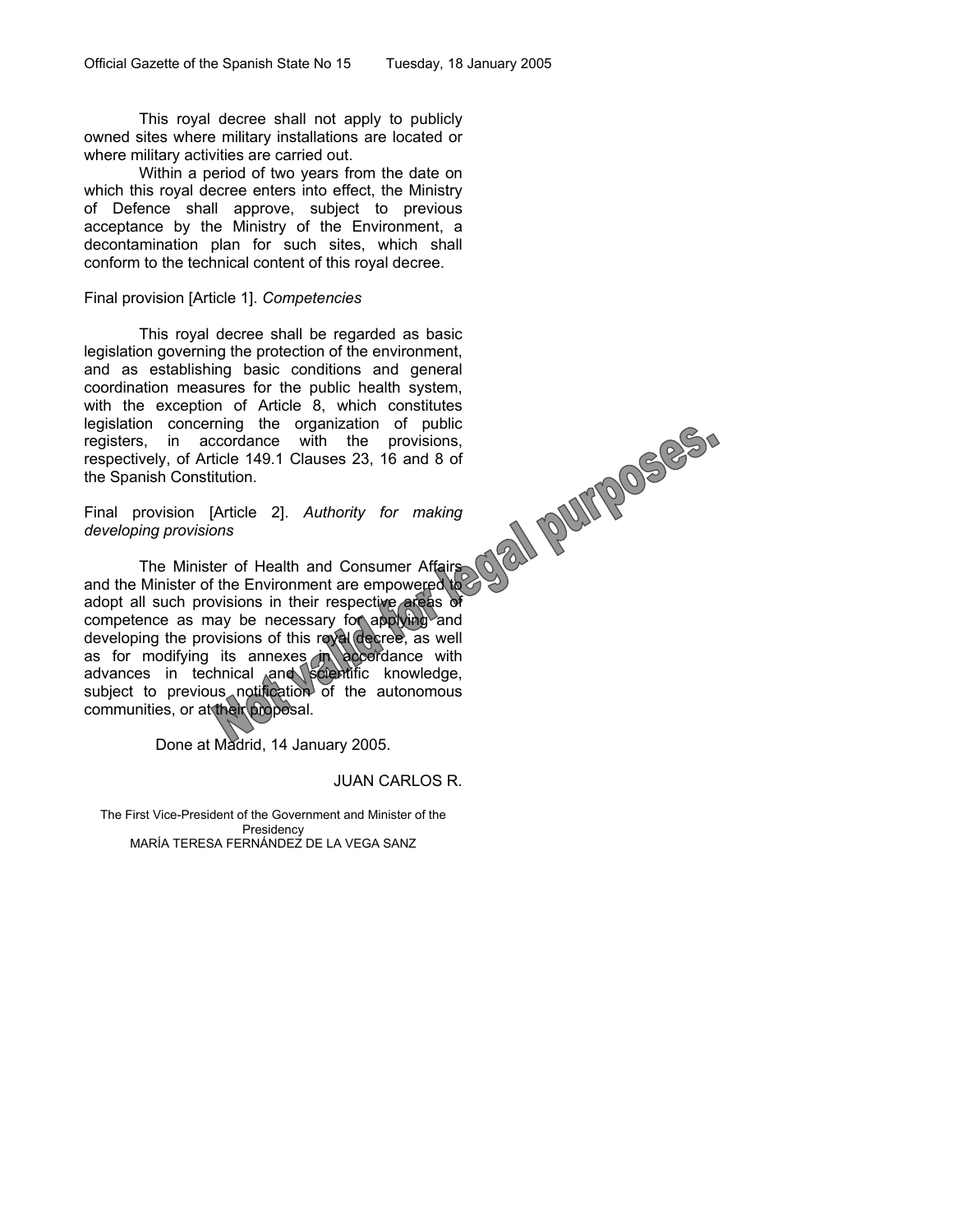This royal decree shall not apply to publicly owned sites where military installations are located or where military activities are carried out.

Within a period of two years from the date on which this royal decree enters into effect, the Ministry of Defence shall approve, subject to previous acceptance by the Ministry of the Environment, a decontamination plan for such sites, which shall conform to the technical content of this royal decree.

Final provision [Article 1]. *Competencies*

This royal decree shall be regarded as basic legislation governing the protection of the environment, and as establishing basic conditions and general coordination measures for the public health system, with the exception of Article 8, which constitutes legislation concerning the organization of public registers, in accordance with the provisions, respectively, of Article 149.1 Clauses 23, 16 and 8 of the Spanish Constitution.

Final provision [Article 2]. *Authority for making developing provisions*

The Minister of Health and Consumer Affairs and the Minister of the Environment are empowered to adopt all such provisions in their respective areas of competence as may be necessary for applying and developing the provisions of this royal decree, as well as for modifying its annexes in accordance with advances in technical and scientific knowledge, subject to previous notification of the autonomous communities, or at their proposal.

Done at Madrid, 14 January 2005.

JUAN CARLOS R.

The First Vice-President of the Government and Minister of the Presidency
MARÍA TERESA FERNÁNDEZ DE LA VEGA SANZ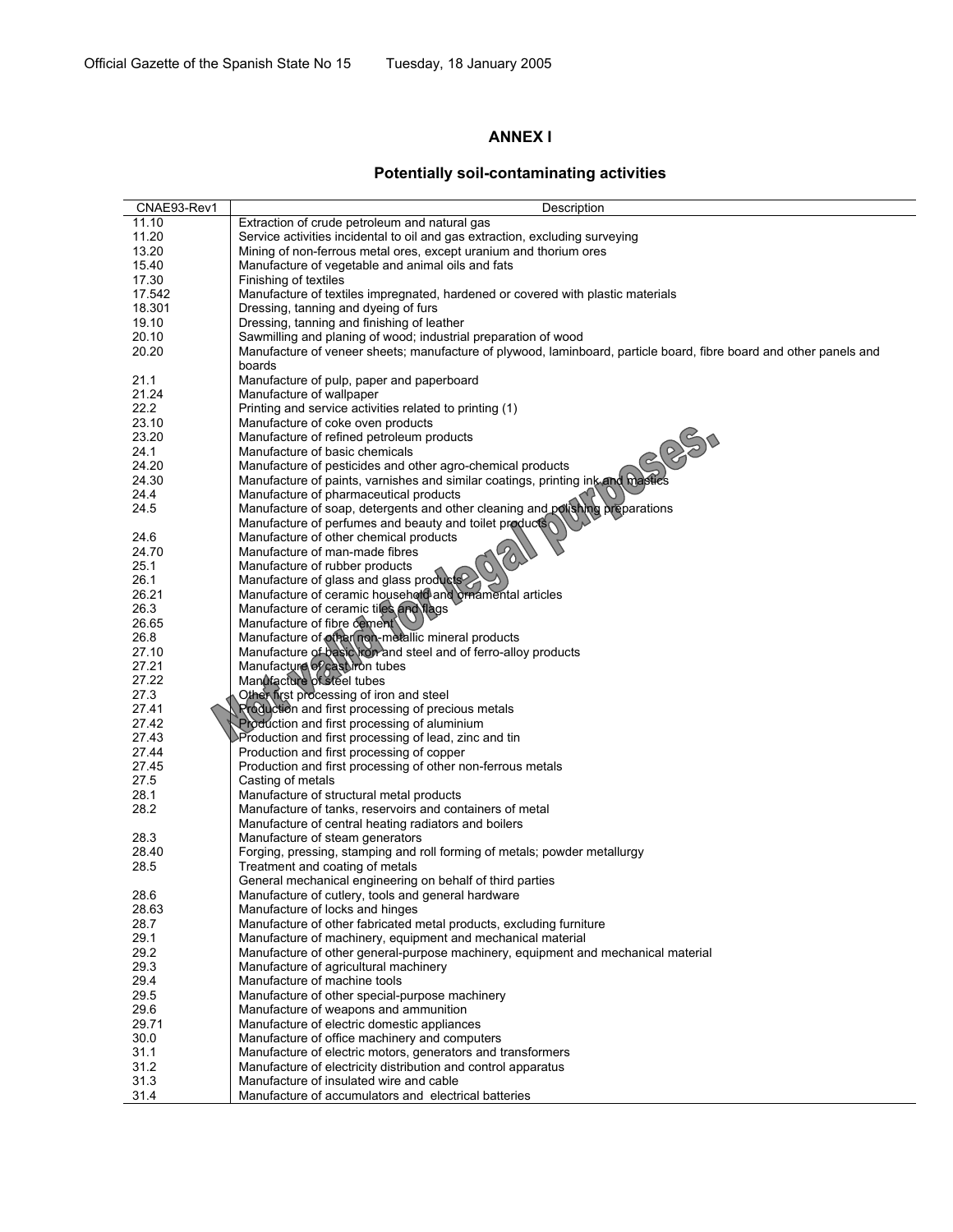## ANNEX I

### Potentially soil-contaminating activities

| CNAE93-Rev1 | Description |
|---|---|
| 11.10 | Extraction of crude petroleum and natural gas |
| 11.20 | Service activities incidental to oil and gas extraction, excluding surveying |
| 13.20 | Mining of non-ferrous metal ores, except uranium and thorium ores |
| 15.40 | Manufacture of vegetable and animal oils and fats |
| 17.30 | Finishing of textiles |
| 17.542 | Manufacture of textiles impregnated, hardened or covered with plastic materials |
| 18.301 | Dressing, tanning and dyeing of furs |
| 19.10 | Dressing, tanning and finishing of leather |
| 20.10 | Sawmilling and planing of wood; industrial preparation of wood |
| 20.20 | Manufacture of veneer sheets; manufacture of plywood, laminboard, particle board, fibre board and other panels and boards |
| 21.1 | Manufacture of pulp, paper and paperboard |
| 21.24 | Manufacture of wallpaper |
| 22.2 | Printing and service activities related to printing (1) |
| 23.10 | Manufacture of coke oven products |
| 23.20 | Manufacture of refined petroleum products |
| 24.1 | Manufacture of basic chemicals |
| 24.20 | Manufacture of pesticides and other agro-chemical products |
| 24.30 | Manufacture of paints, varnishes and similar coatings, printing ink and mastics |
| 24.4 | Manufacture of pharmaceutical products |
| 24.5 | Manufacture of soap, detergents and other cleaning and polishing preparations<br>Manufacture of perfumes and beauty and toilet products |
| 24.6 | Manufacture of other chemical products |
| 24.70 | Manufacture of man-made fibres |
| 25.1 | Manufacture of rubber products |
| 26.1 | Manufacture of glass and glass products |
| 26.21 | Manufacture of ceramic household and ornamental articles |
| 26.3 | Manufacture of ceramic tiles and flags |
| 26.65 | Manufacture of fibre cement |
| 26.8 | Manufacture of other non-metallic mineral products |
| 27.10 | Manufacture of basic iron and steel and of ferro-alloy products |
| 27.21 | Manufacture of cast iron tubes |
| 27.22 | Manufacture of steel tubes |
| 27.3 | Other first processing of iron and steel |
| 27.41 | Production and first processing of precious metals |
| 27.42 | Production and first processing of aluminium |
| 27.43 | Production and first processing of lead, zinc and tin |
| 27.44 | Production and first processing of copper |
| 27.45 | Production and first processing of other non-ferrous metals |
| 27.5 | Casting of metals |
| 28.1 | Manufacture of structural metal products |
| 28.2 | Manufacture of tanks, reservoirs and containers of metal<br>Manufacture of central heating radiators and boilers |
| 28.3 | Manufacture of steam generators |
| 28.40 | Forging, pressing, stamping and roll forming of metals; powder metallurgy |
| 28.5 | Treatment and coating of metals<br>General mechanical engineering on behalf of third parties |
| 28.6 | Manufacture of cutlery, tools and general hardware |
| 28.63 | Manufacture of locks and hinges |
| 28.7 | Manufacture of other fabricated metal products, excluding furniture |
| 29.1 | Manufacture of machinery, equipment and mechanical material |
| 29.2 | Manufacture of other general-purpose machinery, equipment and mechanical material |
| 29.3 | Manufacture of agricultural machinery |
| 29.4 | Manufacture of machine tools |
| 29.5 | Manufacture of other special-purpose machinery |
| 29.6 | Manufacture of weapons and ammunition |
| 29.71 | Manufacture of electric domestic appliances |
| 30.0 | Manufacture of office machinery and computers |
| 31.1 | Manufacture of electric motors, generators and transformers |
| 31.2 | Manufacture of electricity distribution and control apparatus |
| 31.3 | Manufacture of insulated wire and cable |
| 31.4 | Manufacture of accumulators and electrical batteries |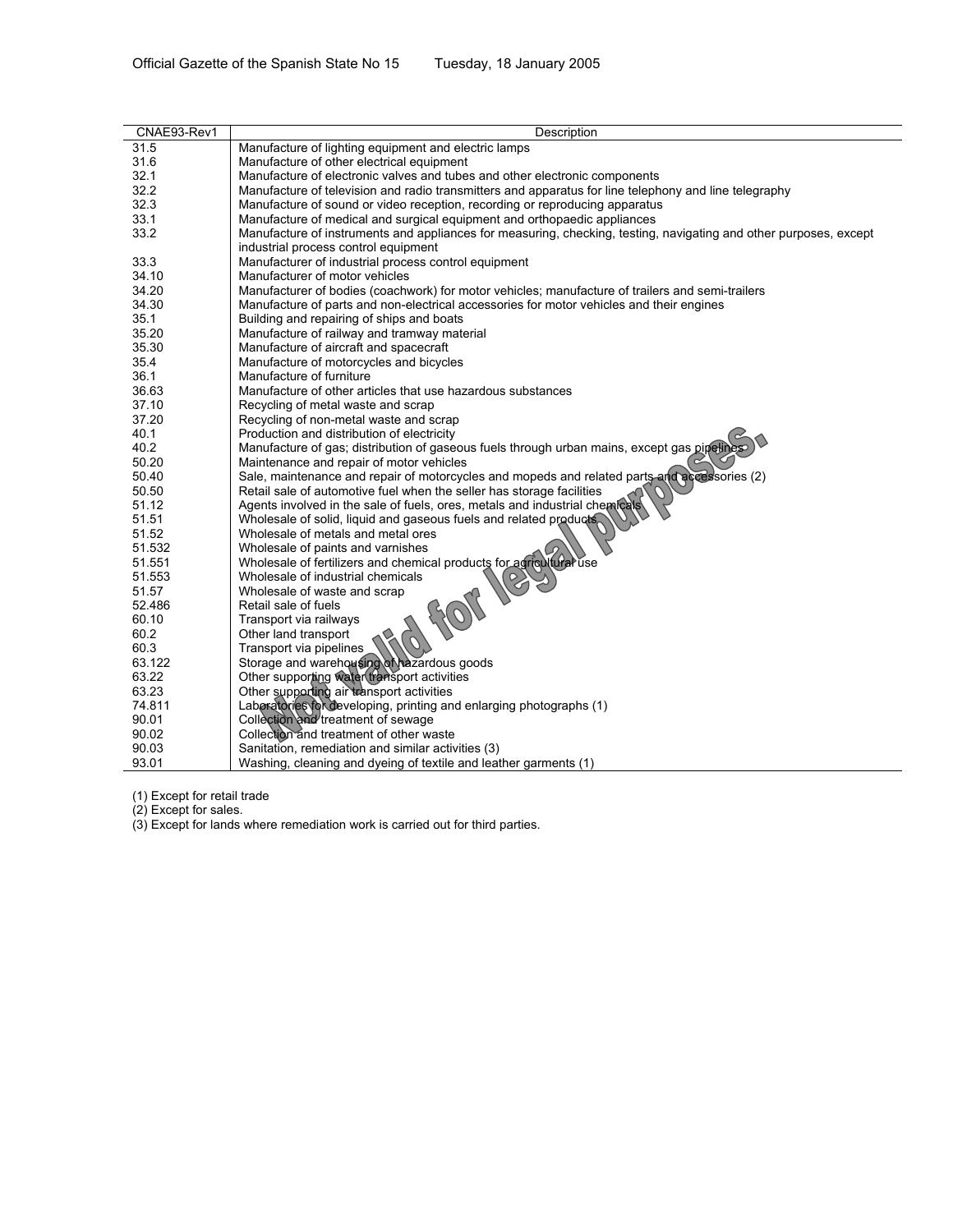| CNAE93-Rev1 | Description |
|---|---|
| 31.5 | Manufacture of lighting equipment and electric lamps |
| 31.6 | Manufacture of other electrical equipment |
| 32.1 | Manufacture of electronic valves and tubes and other electronic components |
| 32.2 | Manufacture of television and radio transmitters and apparatus for line telephony and line telegraphy |
| 32.3 | Manufacture of sound or video reception, recording or reproducing apparatus |
| 33.1 | Manufacture of medical and surgical equipment and orthopaedic appliances |
| 33.2 | Manufacture of instruments and appliances for measuring, checking, testing, navigating and other purposes, except industrial process control equipment |
| 33.3 | Manufacturer of industrial process control equipment |
| 34.10 | Manufacturer of motor vehicles |
| 34.20 | Manufacturer of bodies (coachwork) for motor vehicles; manufacture of trailers and semi-trailers |
| 34.30 | Manufacture of parts and non-electrical accessories for motor vehicles and their engines |
| 35.1 | Building and repairing of ships and boats |
| 35.20 | Manufacture of railway and tramway material |
| 35.30 | Manufacture of aircraft and spacecraft |
| 35.4 | Manufacture of motorcycles and bicycles |
| 36.1 | Manufacture of furniture |
| 36.63 | Manufacture of other articles that use hazardous substances |
| 37.10 | Recycling of metal waste and scrap |
| 37.20 | Recycling of non-metal waste and scrap |
| 40.1 | Production and distribution of electricity |
| 40.2 | Manufacture of gas; distribution of gaseous fuels through urban mains, except gas pipelines |
| 50.20 | Maintenance and repair of motor vehicles |
| 50.40 | Sale, maintenance and repair of motorcycles and mopeds and related parts and accessories (2) |
| 50.50 | Retail sale of automotive fuel when the seller has storage facilities |
| 51.12 | Agents involved in the sale of fuels, ores, metals and industrial chemicals |
| 51.51 | Wholesale of solid, liquid and gaseous fuels and related products |
| 51.52 | Wholesale of metals and metal ores |
| 51.532 | Wholesale of paints and varnishes |
| 51.551 | Wholesale of fertilizers and chemical products for agricultural use |
| 51.553 | Wholesale of industrial chemicals |
| 51.57 | Wholesale of waste and scrap |
| 52.486 | Retail sale of fuels |
| 60.10 | Transport via railways |
| 60.2 | Other land transport |
| 60.3 | Transport via pipelines |
| 63.122 | Storage and warehousing of hazardous goods |
| 63.22 | Other supporting water transport activities |
| 63.23 | Other supporting air transport activities |
| 74.811 | Laboratories for developing, printing and enlarging photographs (1) |
| 90.01 | Collection and treatment of sewage |
| 90.02 | Collection and treatment of other waste |
| 90.03 | Sanitation, remediation and similar activities (3) |
| 93.01 | Washing, cleaning and dyeing of textile and leather garments (1) |

(1) Except for retail trade
(2) Except for sales.
(3) Except for lands where remediation work is carried out for third parties.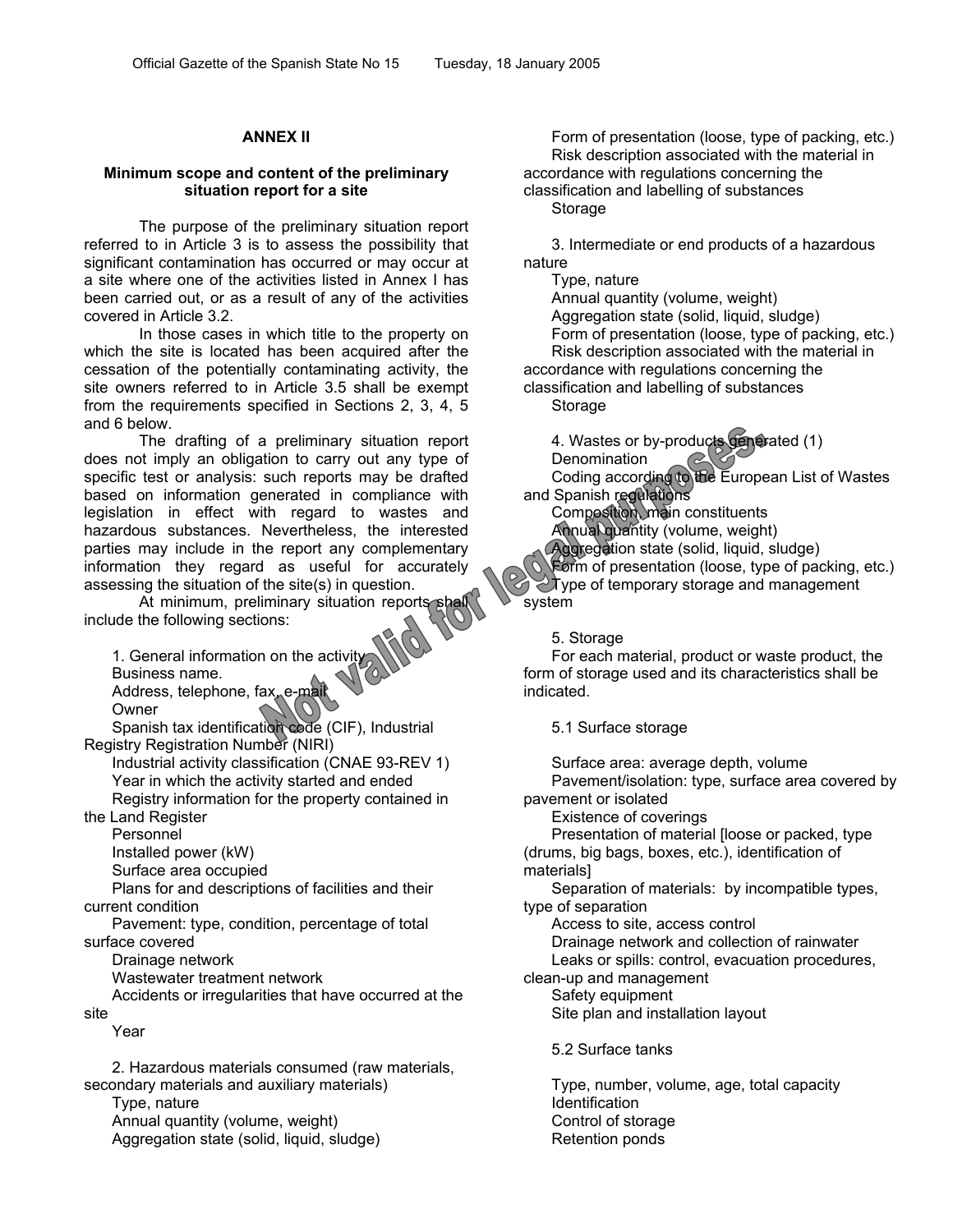## ANNEX II

### Minimum scope and content of the preliminary situation report for a site

The purpose of the preliminary situation report referred to in Article 3 is to assess the possibility that significant contamination has occurred or may occur at a site where one of the activities listed in Annex I has been carried out, or as a result of any of the activities covered in Article 3.2.

In those cases in which title to the property on which the site is located has been acquired after the cessation of the potentially contaminating activity, the site owners referred to in Article 3.5 shall be exempt from the requirements specified in Sections 2, 3, 4, 5 and 6 below.

The drafting of a preliminary situation report does not imply an obligation to carry out any type of specific test or analysis: such reports may be drafted based on information generated in compliance with legislation in effect with regard to wastes and hazardous substances. Nevertheless, the interested parties may include in the report any complementary information they regard as useful for accurately assessing the situation of the site(s) in question.

At minimum, preliminary situation reports shall include the following sections:

1. General information on the activity
   - Business name.
   - Address, telephone, fax, e-mail
   - Owner
   - Spanish tax identification code (CIF), Industrial Registry Registration Number (NIRI)
   - Industrial activity classification (CNAE 93-REV 1)
   - Year in which the activity started and ended
   - Registry information for the property contained in the Land Register
   - Personnel
   - Installed power (kW)
   - Surface area occupied
   - Plans for and descriptions of facilities and their current condition
   - Pavement: type, condition, percentage of total surface covered
   - Drainage network
   - Wastewater treatment network
   - Accidents or irregularities that have occurred at the site
   - Year

2. Hazardous materials consumed (raw materials, secondary materials and auxiliary materials)
   - Type, nature
   - Annual quantity (volume, weight)
   - Aggregation state (solid, liquid, sludge)
   - Form of presentation (loose, type of packing, etc.)
   - Risk description associated with the material in accordance with regulations concerning the classification and labelling of substances
   - Storage

3. Intermediate or end products of a hazardous nature
   - Type, nature
   - Annual quantity (volume, weight)
   - Aggregation state (solid, liquid, sludge)
   - Form of presentation (loose, type of packing, etc.)
   - Risk description associated with the material in accordance with regulations concerning the classification and labelling of substances
   - Storage

4. Wastes or by-products generated (1)
   - Denomination
   - Coding according to the European List of Wastes and Spanish regulations
   - Composition, main constituents
   - Annual quantity (volume, weight)
   - Aggregation state (solid, liquid, sludge)
   - Form of presentation (loose, type of packing, etc.)
   - Type of temporary storage and management system

5. Storage

For each material, product or waste product, the form of storage used and its characteristics shall be indicated.

5.1 Surface storage

- Surface area: average depth, volume
- Pavement/isolation: type, surface area covered by pavement or isolated
- Existence of coverings
- Presentation of material [loose or packed, type (drums, big bags, boxes, etc.), identification of materials]
- Separation of materials: by incompatible types, type of separation
- Access to site, access control
- Drainage network and collection of rainwater
- Leaks or spills: control, evacuation procedures, clean-up and management
- Safety equipment
- Site plan and installation layout

5.2 Surface tanks

- Type, number, volume, age, total capacity
- Identification
- Control of storage
- Retention ponds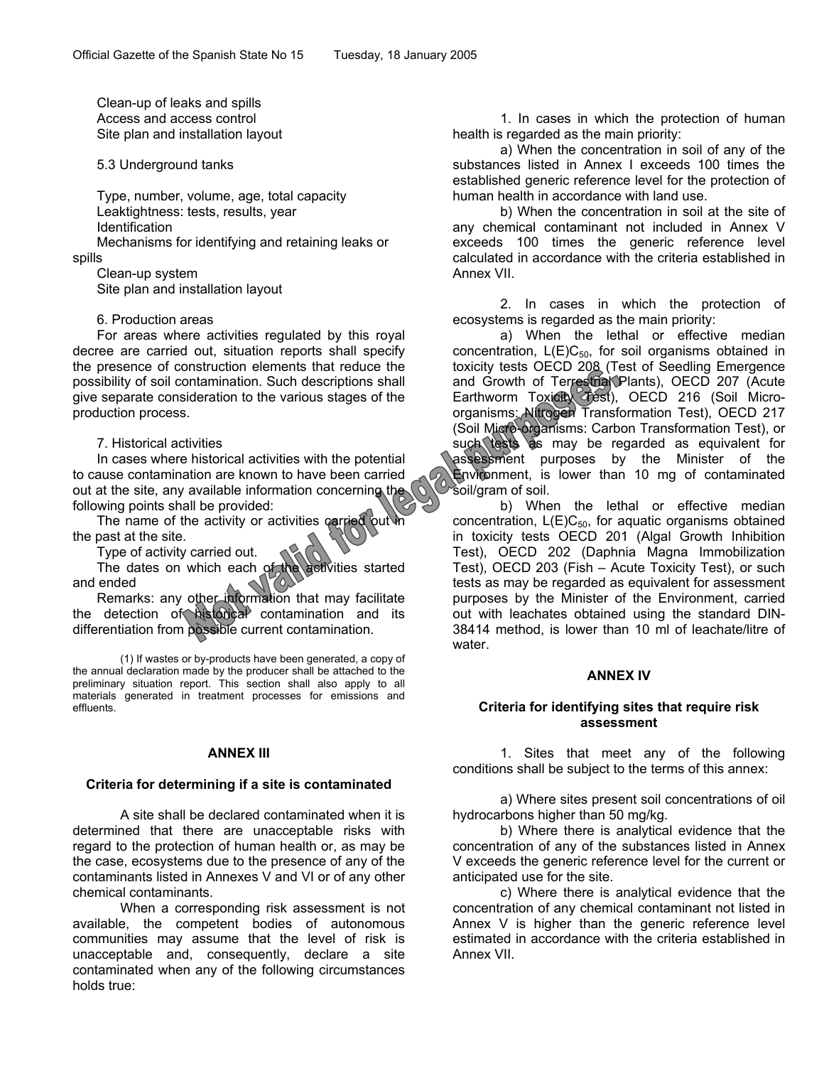Clean-up of leaks and spills
Access and access control
Site plan and installation layout

5.3 Underground tanks

Type, number, volume, age, total capacity
Leaktightness: tests, results, year
Identification
Mechanisms for identifying and retaining leaks or spills
Clean-up system
Site plan and installation layout

6. Production areas

For areas where activities regulated by this royal decree are carried out, situation reports shall specify the presence of construction elements that reduce the possibility of soil contamination. Such descriptions shall give separate consideration to the various stages of the production process.

7. Historical activities

In cases where historical activities with the potential to cause contamination are known to have been carried out at the site, any available information concerning the following points shall be provided:

The name of the activity or activities carried out in the past at the site.

Type of activity carried out.

The dates on which each of the activities started and ended

Remarks: any other information that may facilitate the detection of historical contamination and its differentiation from possible current contamination.

(1) If wastes or by-products have been generated, a copy of the annual declaration made by the producer shall be attached to the preliminary situation report. This section shall also apply to all materials generated in treatment processes for emissions and effluents.

## ANNEX III

### Criteria for determining if a site is contaminated

A site shall be declared contaminated when it is determined that there are unacceptable risks with regard to the protection of human health or, as may be the case, ecosystems due to the presence of any of the contaminants listed in Annexes V and VI or of any other chemical contaminants.

When a corresponding risk assessment is not available, the competent bodies of autonomous communities may assume that the level of risk is unacceptable and, consequently, declare a site contaminated when any of the following circumstances holds true:

1. In cases in which the protection of human health is regarded as the main priority:

a) When the concentration in soil of any of the substances listed in Annex I exceeds 100 times the established generic reference level for the protection of human health in accordance with land use.

b) When the concentration in soil at the site of any chemical contaminant not included in Annex V exceeds 100 times the generic reference level calculated in accordance with the criteria established in Annex VII.

2. In cases in which the protection of ecosystems is regarded as the main priority:

a) When the lethal or effective median concentration, $L(E)C_{50}$, for soil organisms obtained in toxicity tests OECD 208 (Test of Seedling Emergence and Growth of Terrestrial Plants), OECD 207 (Acute Earthworm Toxicity Test), OECD 216 (Soil Micro-organisms: Nitrogen Transformation Test), OECD 217 (Soil Micro-organisms: Carbon Transformation Test), or such tests as may be regarded as equivalent for assessment purposes by the Minister of the Environment, is lower than 10 mg of contaminated soil/gram of soil.

b) When the lethal or effective median concentration, $L(E)C_{50}$, for aquatic organisms obtained in toxicity tests OECD 201 (Algal Growth Inhibition Test), OECD 202 (Daphnia Magna Immobilization Test), OECD 203 (Fish – Acute Toxicity Test), or such tests as may be regarded as equivalent for assessment purposes by the Minister of the Environment, carried out with leachates obtained using the standard DIN-38414 method, is lower than 10 ml of leachate/litre of water.

## ANNEX IV

### Criteria for identifying sites that require risk assessment

1. Sites that meet any of the following conditions shall be subject to the terms of this annex:

a) Where sites present soil concentrations of oil hydrocarbons higher than 50 mg/kg.

b) Where there is analytical evidence that the concentration of any of the substances listed in Annex V exceeds the generic reference level for the current or anticipated use for the site.

c) Where there is analytical evidence that the concentration of any chemical contaminant not listed in Annex V is higher than the generic reference level estimated in accordance with the criteria established in Annex VII.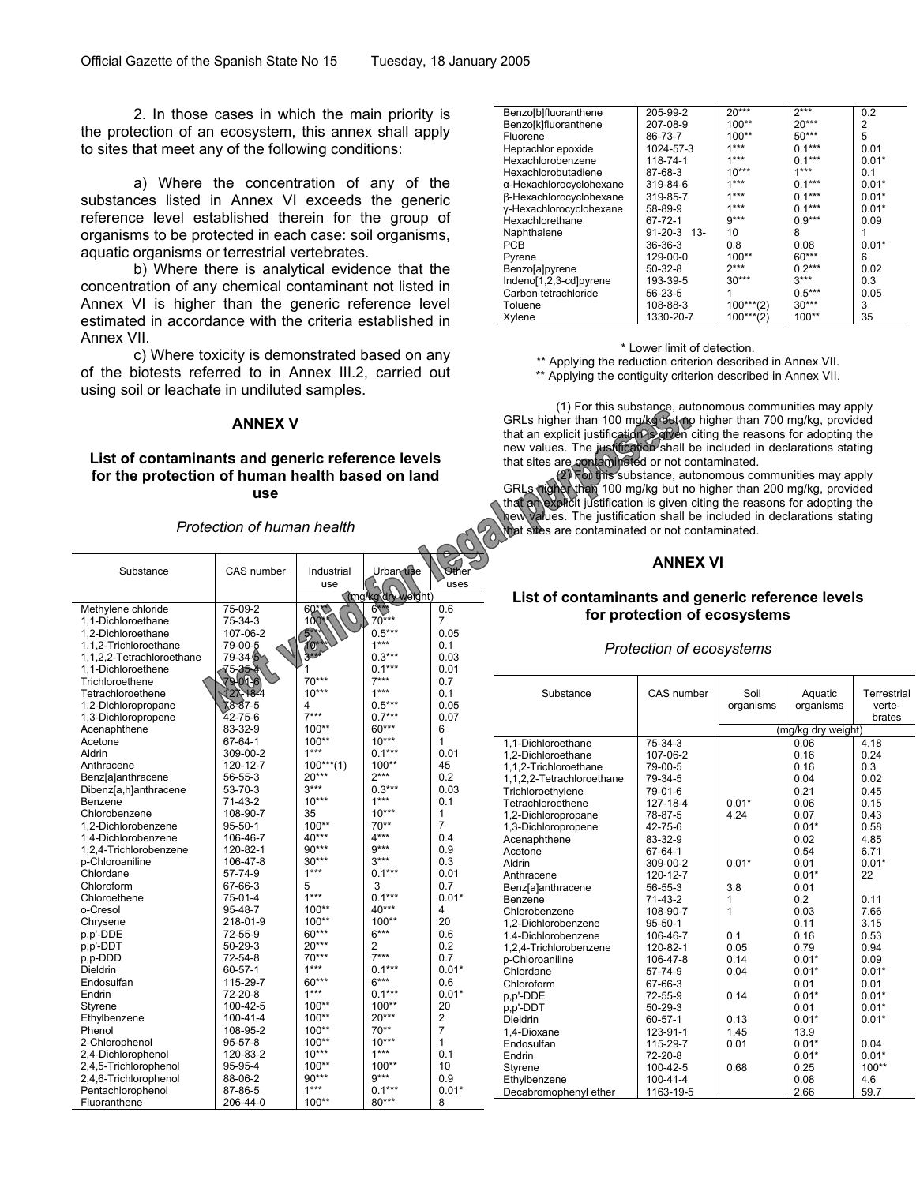2. In those cases in which the main priority is the protection of an ecosystem, this annex shall apply to sites that meet any of the following conditions:

a) Where the concentration of any of the substances listed in Annex VI exceeds the generic reference level established therein for the group of organisms to be protected in each case: soil organisms, aquatic organisms or terrestrial vertebrates.

b) Where there is analytical evidence that the concentration of any chemical contaminant not listed in Annex VI is higher than the generic reference level estimated in accordance with the criteria established in Annex VII.

c) Where toxicity is demonstrated based on any of the biotests referred to in Annex III.2, carried out using soil or leachate in undiluted samples.

## ANNEX V

### List of contaminants and generic reference levels for the protection of human health based on land use

*Protection of human health*

| Substance | CAS number | Industrial use | Urban use | Other uses |
|---|---|---|---|---|
| | | (mg/kg dry weight) | | |
| Methylene chloride | 75-09-2 | 60*** | 6*** | 0.6 |
| 1,1-Dichloroethane | 75-34-3 | 100** | 70*** | 7 |
| 1,2-Dichloroethane | 107-06-2 | 5*** | 0.5*** | 0.05 |
| 1,1,2-Trichloroethane | 79-00-5 | 10*** | 1*** | 0.1 |
| 1,1,2,2-Tetrachloroethane | 79-34-5 | 3*** | 0.3*** | 0.03 |
| 1,1-Dichloroethene | 75-35-4 | 1 | 0.1*** | 0.01 |
| Trichloroethene | 79-01-6 | 70*** | 7*** | 0.7 |
| Tetrachloroethene | 127-18-4 | 10*** | 1*** | 0.1 |
| 1,2-Dichloropropane | 78-87-5 | 4 | 0.5*** | 0.05 |
| 1,3-Dichloropropene | 42-75-6 | 7*** | 0.7*** | 0.07 |
| Acenaphthene | 83-32-9 | 100** | 60*** | 6 |
| Acetone | 67-64-1 | 100** | 10*** | 1 |
| Aldrin | 309-00-2 | 1*** | 0.1*** | 0.01 |
| Anthracene | 120-12-7 | 100***(1) | 100** | 45 |
| Benz[a]anthracene | 56-55-3 | 20*** | 2*** | 0.2 |
| Dibenz[a,h]anthracene | 53-70-3 | 3*** | 0.3*** | 0.03 |
| Benzene | 71-43-2 | 10*** | 1*** | 0.1 |
| Chlorobenzene | 108-90-7 | 35 | 10*** | 1 |
| 1,2-Dichlorobenzene | 95-50-1 | 100** | 70** | 7 |
| 1.4-Dichlorobenzene | 106-46-7 | 40*** | 4*** | 0.4 |
| 1,2,4-Trichlorobenzene | 120-82-1 | 90*** | 9*** | 0.9 |
| p-Chloroaniline | 106-47-8 | 30*** | 3*** | 0.3 |
| Chlordane | 57-74-9 | 1*** | 0.1*** | 0.01 |
| Chloroform | 67-66-3 | 5 | 3 | 0.7 |
| Chloroethene | 75-01-4 | 1*** | 0.1*** | 0.01* |
| o-Cresol | 95-48-7 | 100** | 40*** | 4 |
| Chrysene | 218-01-9 | 100** | 100** | 20 |
| p,p'-DDE | 72-55-9 | 60*** | 6*** | 0.6 |
| p,p'-DDT | 50-29-3 | 20*** | 2 | 0.2 |
| p,p-DDD | 72-54-8 | 70*** | 7*** | 0.7 |
| Dieldrin | 60-57-1 | 1*** | 0.1*** | 0.01* |
| Endosulfan | 115-29-7 | 60*** | 6*** | 0.6 |
| Endrin | 72-20-8 | 1*** | 0.1*** | 0.01* |
| Styrene | 100-42-5 | 100** | 100** | 20 |
| Ethylbenzene | 100-41-4 | 100** | 20*** | 2 |
| Phenol | 108-95-2 | 100** | 70** | 7 |
| 2-Chlorophenol | 95-57-8 | 100** | 10*** | 1 |
| 2,4-Dichlorophenol | 120-83-2 | 10*** | 1*** | 0.1 |
| 2,4,5-Trichlorophenol | 95-95-4 | 100** | 100** | 10 |
| 2,4,6-Trichlorophenol | 88-06-2 | 90*** | 9*** | 0.9 |
| Pentachlorophenol | 87-86-5 | 1*** | 0.1*** | 0.01* |
| Fluoranthene | 206-44-0 | 100** | 80*** | 8 |
| Benzo[b]fluoranthene | 205-99-2 | 20*** | 2*** | 0.2 |
| Benzo[k]fluoranthene | 207-08-9 | 100** | 20*** | 2 |
| Fluorene | 86-73-7 | 100** | 50*** | 5 |
| Heptachlor epoxide | 1024-57-3 | 1*** | 0.1*** | 0.01 |
| Hexachlorobenzene | 118-74-1 | 1*** | 0.1*** | 0.01* |
| Hexachlorobutadiene | 87-68-3 | 10*** | 1*** | 0.1 |
| α-Hexachlorocyclohexane | 319-84-6 | 1*** | 0.1*** | 0.01* |
| β-Hexachlorocyclohexane | 319-85-7 | 1*** | 0.1*** | 0.01* |
| γ-Hexachlorocyclohexane | 58-89-9 | 1*** | 0.1*** | 0.01* |
| Hexachlorethane | 67-72-1 | 9*** | 0.9*** | 0.09 |
| Naphthalene | 91-20-3 13- | 10 | 8 | 1 |
| PCB | 36-36-3 | 0.8 | 0.08 | 0.01* |
| Pyrene | 129-00-0 | 100** | 60*** | 6 |
| Benzo[a]pyrene | 50-32-8 | 2*** | 0.2*** | 0.02 |
| Indeno[1,2,3-cd]pyrene | 193-39-5 | 30*** | 3*** | 0.3 |
| Carbon tetrachloride | 56-23-5 | 1 | 0.5*** | 0.05 |
| Toluene | 108-88-3 | 100***(2) | 30*** | 3 |
| Xylene | 1330-20-7 | 100***(2) | 100** | 35 |

\* Lower limit of detection.
\*\* Applying the reduction criterion described in Annex VII.
\*\* Applying the contiguity criterion described in Annex VII.

(1) For this substance, autonomous communities may apply GRLs higher than 100 mg/kg but no higher than 700 mg/kg, provided that an explicit justification is given citing the reasons for adopting the new values. The justification shall be included in declarations stating that sites are contaminated or not contaminated.

(2) For this substance, autonomous communities may apply GRLs higher than 100 mg/kg but no higher than 200 mg/kg, provided that an explicit justification is given citing the reasons for adopting the new values. The justification shall be included in declarations stating that sites are contaminated or not contaminated.

## ANNEX VI

### List of contaminants and generic reference levels for protection of ecosystems

*Protection of ecosystems*

| Substance | CAS number | Soil organisms | Aquatic organisms | Terrestrial verte-brates |
|---|---|---|---|---|
| | | (mg/kg dry weight) | | |
| 1,1-Dichloroethane | 75-34-3 | | 0.06 | 4.18 |
| 1,2-Dichloroethane | 107-06-2 | | 0.16 | 0.24 |
| 1,1,2-Trichloroethane | 79-00-5 | | 0.16 | 0.3 |
| 1,1,2,2-Tetrachloroethane | 79-34-5 | | 0.04 | 0.02 |
| Trichloroethylene | 79-01-6 | | 0.21 | 0.45 |
| Tetrachloroethene | 127-18-4 | 0.01* | 0.06 | 0.15 |
| 1,2-Dichloropropane | 78-87-5 | 4.24 | 0.07 | 0.43 |
| 1,3-Dichloropropene | 42-75-6 | | 0.01* | 0.58 |
| Acenaphthene | 83-32-9 | | 0.02 | 4.85 |
| Acetone | 67-64-1 | | 0.54 | 6.71 |
| Aldrin | 309-00-2 | 0.01* | 0.01 | 0.01* |
| Anthracene | 120-12-7 | | 0.01* | 22 |
| Benz[a]anthracene | 56-55-3 | 3.8 | 0.01 | |
| Benzene | 71-43-2 | 1 | 0.2 | 0.11 |
| Chlorobenzene | 108-90-7 | 1 | 0.03 | 7.66 |
| 1,2-Dichlorobenzene | 95-50-1 | | 0.11 | 3.15 |
| 1.4-Dichlorobenzene | 106-46-7 | 0.1 | 0.16 | 0.53 |
| 1,2,4-Trichlorobenzene | 120-82-1 | 0.05 | 0.79 | 0.94 |
| p-Chloroaniline | 106-47-8 | 0.14 | 0.01* | 0.09 |
| Chlordane | 57-74-9 | 0.04 | 0.01* | 0.01* |
| Chloroform | 67-66-3 | | 0.01 | 0.01 |
| p,p'-DDE | 72-55-9 | 0.14 | 0.01* | 0.01* |
| p,p'-DDT | 50-29-3 | | 0.01 | 0.01* |
| Dieldrin | 60-57-1 | 0.13 | 0.01* | 0.01* |
| 1,4-Dioxane | 123-91-1 | 1.45 | 13.9 | |
| Endosulfan | 115-29-7 | 0.01 | 0.01* | 0.04 |
| Endrin | 72-20-8 | | 0.01* | 0.01* |
| Styrene | 100-42-5 | 0.68 | 0.25 | 100** |
| Ethylbenzene | 100-41-4 | | 0.08 | 4.6 |
| Decabromophenyl ether | 1163-19-5 | | 2.66 | 59.7 |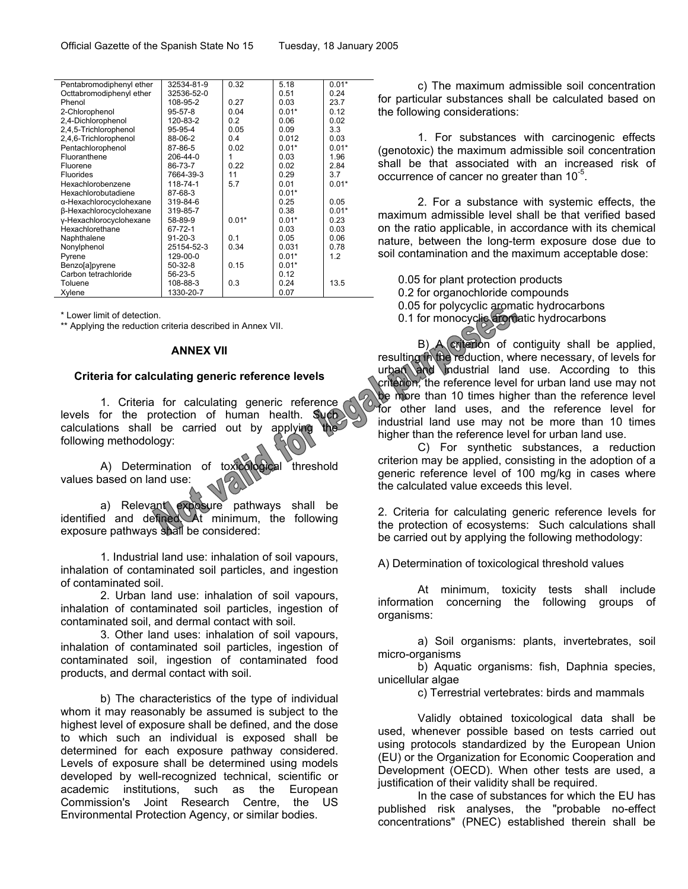| | | | | |
|---|---|---|---|---|
| Pentabromodiphenyl ether | 32534-81-9 | 0.32 | 5.18 | 0.01* |
| Octtabromodiphenyl ether | 32536-52-0 | | 0.51 | 0.24 |
| Phenol | 108-95-2 | 0.27 | 0.03 | 23.7 |
| 2-Chlorophenol | 95-57-8 | 0.04 | 0.01* | 0.12 |
| 2,4-Dichlorophenol | 120-83-2 | 0.2 | 0.06 | 0.02 |
| 2,4,5-Trichlorophenol | 95-95-4 | 0.05 | 0.09 | 3.3 |
| 2,4,6-Trichlorophenol | 88-06-2 | 0.4 | 0.012 | 0.03 |
| Pentachlorophenol | 87-86-5 | 0.02 | 0.01* | 0.01* |
| Fluoranthene | 206-44-0 | 1 | 0.03 | 1.96 |
| Fluorene | 86-73-7 | 0.22 | 0.02 | 2.84 |
| Fluorides | 7664-39-3 | 11 | 0.29 | 3.7 |
| Hexachlorobenzene | 118-74-1 | 5.7 | 0.01 | 0.01* |
| Hexachlorobutadiene | 87-68-3 | | 0.01* | |
| α-Hexachlorocyclohexane | 319-84-6 | | 0.25 | 0.05 |
| β-Hexachlorocyclohexane | 319-85-7 | | 0.38 | 0.01* |
| γ-Hexachlorocyclohexane | 58-89-9 | 0.01* | 0.01* | 0.23 |
| Hexachlorethane | 67-72-1 | | 0.03 | 0.03 |
| Naphthalene | 91-20-3 | 0.1 | 0.05 | 0.06 |
| Nonylphenol | 25154-52-3 | 0.34 | 0.031 | 0.78 |
| Pyrene | 129-00-0 | | 0.01* | 1.2 |
| Benzo[a]pyrene | 50-32-8 | 0.15 | 0.01* | |
| Carbon tetrachloride | 56-23-5 | | 0.12 | |
| Toluene | 108-88-3 | 0.3 | 0.24 | 13.5 |
| Xylene | 1330-20-7 | | 0.07 | |

\* Lower limit of detection.

** Applying the reduction criteria described in Annex VII.

## ANNEX VII

### Criteria for calculating generic reference levels

1. Criteria for calculating generic reference levels for the protection of human health. Such calculations shall be carried out by applying the following methodology:

A) Determination of toxicological threshold values based on land use:

a) Relevant exposure pathways shall be identified and defined. At minimum, the following exposure pathways shall be considered:

1. Industrial land use: inhalation of soil vapours, inhalation of contaminated soil particles, and ingestion of contaminated soil.

2. Urban land use: inhalation of soil vapours, inhalation of contaminated soil particles, ingestion of contaminated soil, and dermal contact with soil.

3. Other land uses: inhalation of soil vapours, inhalation of contaminated soil particles, ingestion of contaminated soil, ingestion of contaminated food products, and dermal contact with soil.

b) The characteristics of the type of individual whom it may reasonably be assumed is subject to the highest level of exposure shall be defined, and the dose to which such an individual is exposed shall be determined for each exposure pathway considered. Levels of exposure shall be determined using models developed by well-recognized technical, scientific or academic institutions, such as the European Commission's Joint Research Centre, the US Environmental Protection Agency, or similar bodies.

c) The maximum admissible soil concentration for particular substances shall be calculated based on the following considerations:

1. For substances with carcinogenic effects (genotoxic) the maximum admissible soil concentration shall be that associated with an increased risk of occurrence of cancer no greater than $10^{-5}$.

2. For a substance with systemic effects, the maximum admissible level shall be that verified based on the ratio applicable, in accordance with its chemical nature, between the long-term exposure dose due to soil contamination and the maximum acceptable dose:

0.05 for plant protection products
0.2 for organochloride compounds
0.05 for polycyclic aromatic hydrocarbons
0.1 for monocyclic aromatic hydrocarbons

B) A criterion of contiguity shall be applied, resulting in the reduction, where necessary, of levels for urban and industrial land use. According to this criterion, the reference level for urban land use may not be more than 10 times higher than the reference level for other land uses, and the reference level for industrial land use may not be more than 10 times higher than the reference level for urban land use.

C) For synthetic substances, a reduction criterion may be applied, consisting in the adoption of a generic reference level of 100 mg/kg in cases where the calculated value exceeds this level.

2. Criteria for calculating generic reference levels for the protection of ecosystems: Such calculations shall be carried out by applying the following methodology:

A) Determination of toxicological threshold values

At minimum, toxicity tests shall include information concerning the following groups of organisms:

a) Soil organisms: plants, invertebrates, soil micro-organisms

b) Aquatic organisms: fish, Daphnia species, unicellular algae

c) Terrestrial vertebrates: birds and mammals

Validly obtained toxicological data shall be used, whenever possible based on tests carried out using protocols standardized by the European Union (EU) or the Organization for Economic Cooperation and Development (OECD). When other tests are used, a justification of their validity shall be required.

In the case of substances for which the EU has published risk analyses, the "probable no-effect concentrations" (PNEC) established therein shall be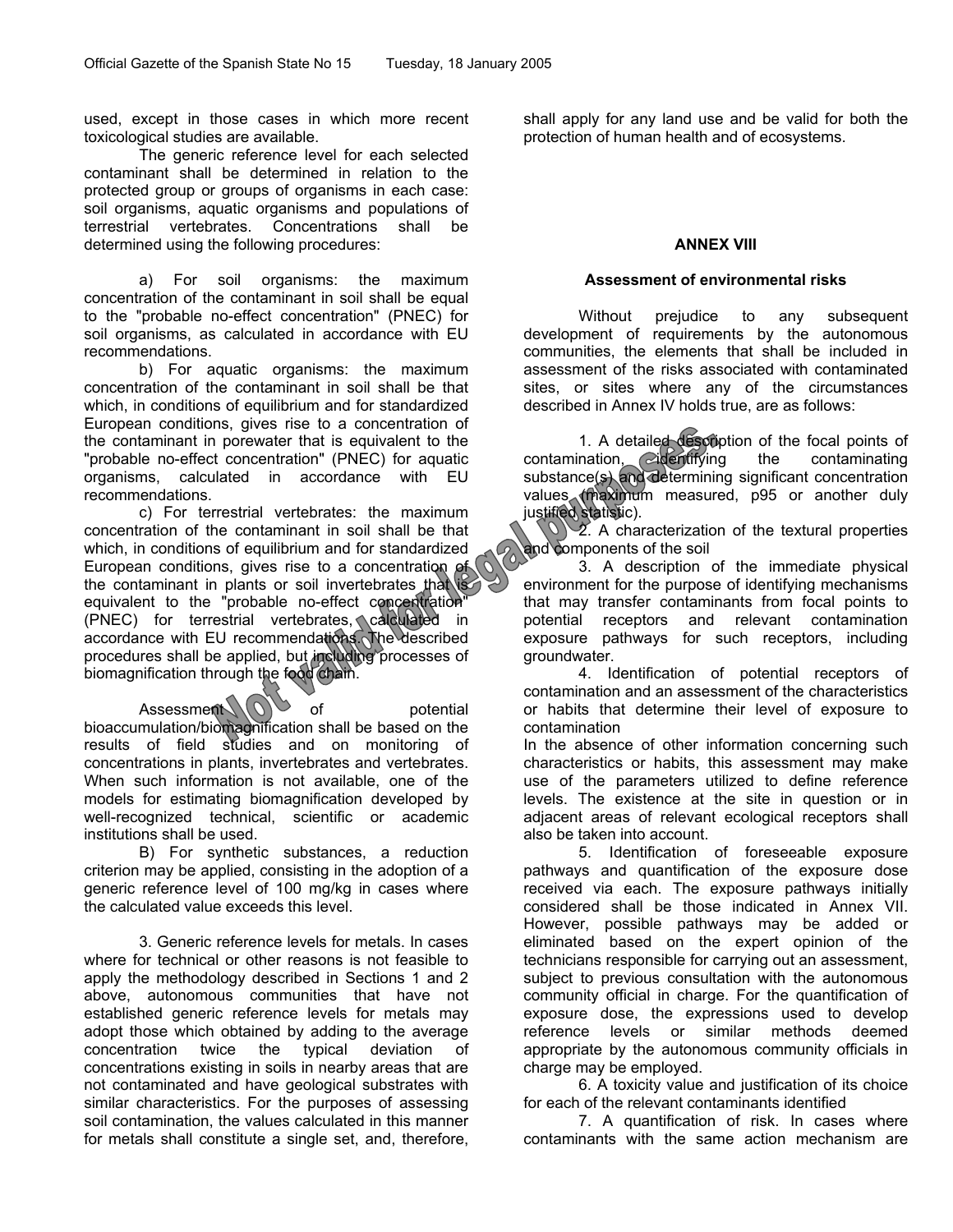used, except in those cases in which more recent toxicological studies are available.

The generic reference level for each selected contaminant shall be determined in relation to the protected group or groups of organisms in each case: soil organisms, aquatic organisms and populations of terrestrial vertebrates. Concentrations shall be determined using the following procedures:

a) For soil organisms: the maximum concentration of the contaminant in soil shall be equal to the "probable no-effect concentration" (PNEC) for soil organisms, as calculated in accordance with EU recommendations.

b) For aquatic organisms: the maximum concentration of the contaminant in soil shall be that which, in conditions of equilibrium and for standardized European conditions, gives rise to a concentration of the contaminant in porewater that is equivalent to the "probable no-effect concentration" (PNEC) for aquatic organisms, calculated in accordance with EU recommendations.

c) For terrestrial vertebrates: the maximum concentration of the contaminant in soil shall be that which, in conditions of equilibrium and for standardized European conditions, gives rise to a concentration of the contaminant in plants or soil invertebrates that is equivalent to the "probable no-effect concentration" (PNEC) for terrestrial vertebrates, calculated in accordance with EU recommendations. The described procedures shall be applied, but including processes of biomagnification through the food chain.

Assessment of potential bioaccumulation/biomagnification shall be based on the results of field studies and on monitoring of concentrations in plants, invertebrates and vertebrates. When such information is not available, one of the models for estimating biomagnification developed by well-recognized technical, scientific or academic institutions shall be used.

B) For synthetic substances, a reduction criterion may be applied, consisting in the adoption of a generic reference level of 100 mg/kg in cases where the calculated value exceeds this level.

3. Generic reference levels for metals. In cases where for technical or other reasons is not feasible to apply the methodology described in Sections 1 and 2 above, autonomous communities that have not established generic reference levels for metals may adopt those which obtained by adding to the average concentration twice the typical deviation of concentrations existing in soils in nearby areas that are not contaminated and have geological substrates with similar characteristics. For the purposes of assessing soil contamination, the values calculated in this manner for metals shall constitute a single set, and, therefore, shall apply for any land use and be valid for both the protection of human health and of ecosystems.

## ANNEX VIII

### Assessment of environmental risks

Without prejudice to any subsequent development of requirements by the autonomous communities, the elements that shall be included in assessment of the risks associated with contaminated sites, or sites where any of the circumstances described in Annex IV holds true, are as follows:

1. A detailed description of the focal points of contamination, identifying the contaminating substance(s) and determining significant concentration values (maximum measured, p95 or another duly justified statistic).

2. A characterization of the textural properties and components of the soil

3. A description of the immediate physical environment for the purpose of identifying mechanisms that may transfer contaminants from focal points to potential receptors and relevant contamination exposure pathways for such receptors, including groundwater.

4. Identification of potential receptors of contamination and an assessment of the characteristics or habits that determine their level of exposure to contamination

In the absence of other information concerning such characteristics or habits, this assessment may make use of the parameters utilized to define reference levels. The existence at the site in question or in adjacent areas of relevant ecological receptors shall also be taken into account.

5. Identification of foreseeable exposure pathways and quantification of the exposure dose received via each. The exposure pathways initially considered shall be those indicated in Annex VII. However, possible pathways may be added or eliminated based on the expert opinion of the technicians responsible for carrying out an assessment, subject to previous consultation with the autonomous community official in charge. For the quantification of exposure dose, the expressions used to develop reference levels or similar methods deemed appropriate by the autonomous community officials in charge may be employed.

6. A toxicity value and justification of its choice for each of the relevant contaminants identified

7. A quantification of risk. In cases where contaminants with the same action mechanism are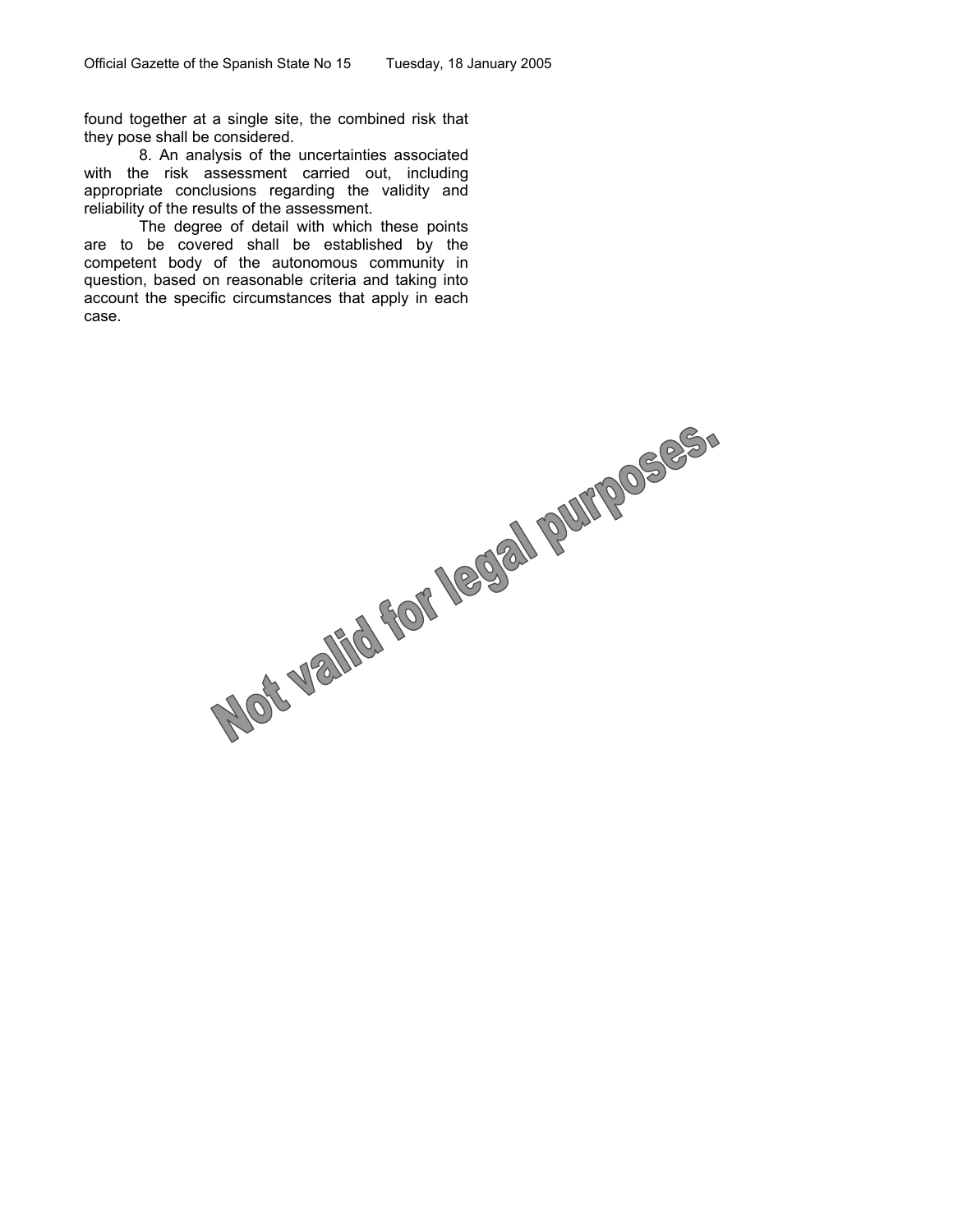found together at a single site, the combined risk that they pose shall be considered.

8. An analysis of the uncertainties associated with the risk assessment carried out, including appropriate conclusions regarding the validity and reliability of the results of the assessment.

The degree of detail with which these points are to be covered shall be established by the competent body of the autonomous community in question, based on reasonable criteria and taking into account the specific circumstances that apply in each case.

Not valid for legal purposes.